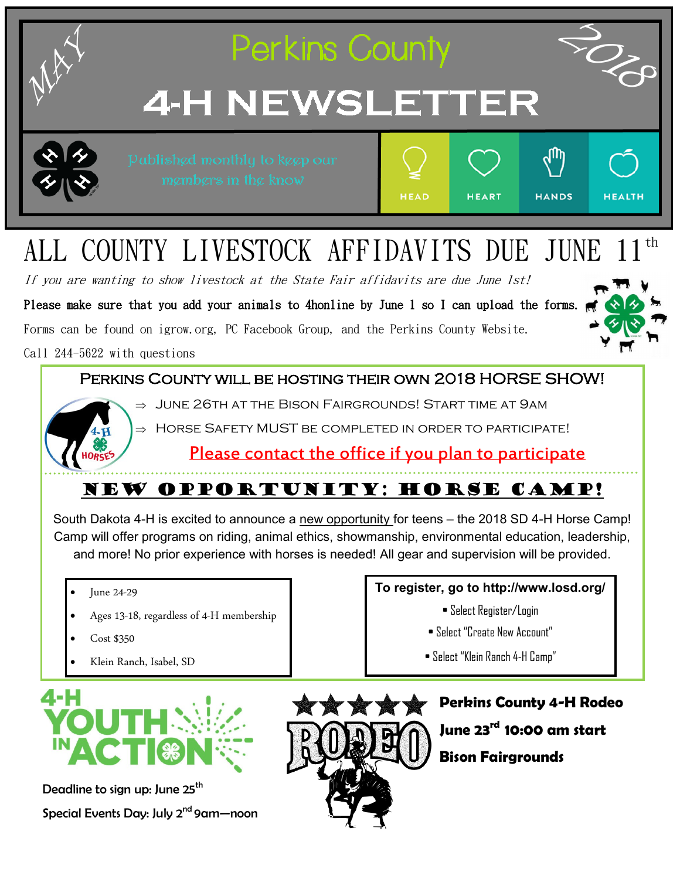# Perkins County 4-H NEWSLETTER

MAY 2018

Published monthly to keep our members in the know

HEAD HEART HANDS HEALTH

## ALL COUNTY LIVESTOCK AFFIDAVITS DUE JUNE 11th

*If you are wanting to show livestock at the State Fair affidavits are due June 1st!*

**Please make sure that you add your animals to 4honline by June 1 so I can upload the forms.**

Forms can be found on igrow.org, PC Facebook Group, and the Perkins County Website.

Call 244-5622 with questions

## Perkins County will be hosting their own 2018 Horse Show!

- June 26th at the Bison Fairgrounds! Start time at 9AM
- Horse Safety MUST be completed in order to participate!

**Please contact the office if you plan to participate**

## NEW OPPORTUNITY: HORSE CAMP!

South Dakota 4-H is excited to announce a new opportunity for teens – the 2018 SD 4-H Horse Camp! Camp will offer programs on riding, animal ethics, showmanship, environmental education, leadership, and more! No prior experience with horses is needed! All gear and supervision will be provided.

- June 24-29
- Ages 13-18, regardless of 4-H membership
- Cost $350
- Klein Ranch, Isabel, SD

**To register, go to http://www.losd.org/**

- Select Register/Login
- Select "Create New Account"
- Select "Klein Ranch 4-H Camp"

## 4-H YOUTH IN ACTION

Deadline to sign up: June 25th

Special Events Day: July 2nd 9am—noon

## RODEO

**Perkins County 4-H Rodeo**

**June 23rd 10:00 am start**

**Bison Fairgrounds**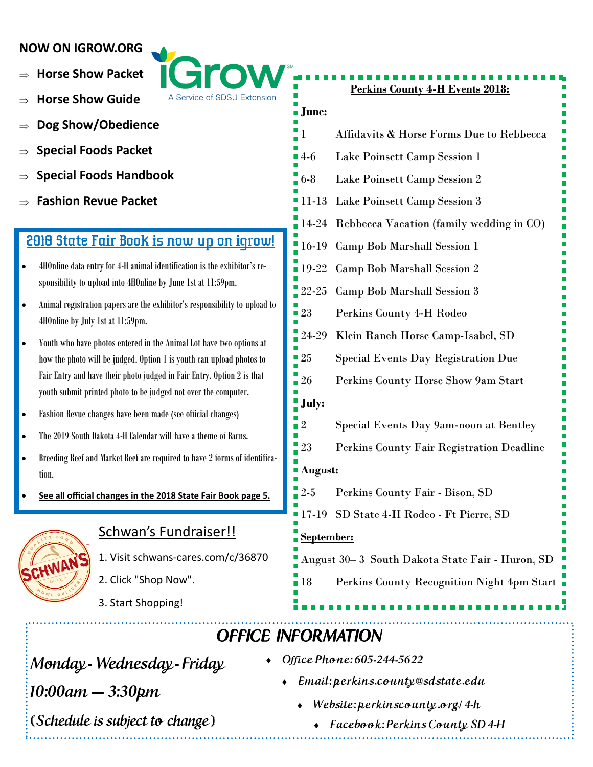**NOW ON IGROW.ORG**

- ⇒ **Horse Show Packet**
- ⇒ **Horse Show Guide**
- ⇒ **Dog Show/Obedience**
- ⇒ **Special Foods Packet**
- ⇒ **Special Foods Handbook**
- ⇒ **Fashion Revue Packet**

iGrow
A Service of SDSU Extension

## 2018 State Fair Book is now up on igrow!

- 4HOnline data entry for 4-H animal identification is the exhibitor's responsibility to upload into 4HOnline by June 1st at 11:59pm.
- Animal registration papers are the exhibitor's responsibility to upload to 4HOnline by July 1st at 11:59pm.
- Youth who have photos entered in the Animal Lot have two options at how the photo will be judged. Option 1 is youth can upload photos to Fair Entry and have their photo judged in Fair Entry. Option 2 is that youth submit printed photo to be judged not over the computer.
- Fashion Revue changes have been made (see official changes)
- The 2019 South Dakota 4-H Calendar will have a theme of Barns.
- Breeding Beef and Market Beef are required to have 2 forms of identification.
- **See all official changes in the 2018 State Fair Book page 5.**

## Schwan's Fundraiser!!

1. Visit schwans-cares.com/c/36870
2. Click "Shop Now".
3. Start Shopping!

## Perkins County 4-H Events 2018:

**June:**

| | |
|---|---|
| 1 | Affidavits & Horse Forms Due to Rebbecca |
| 4-6 | Lake Poinsett Camp Session 1 |
| 6-8 | Lake Poinsett Camp Session 2 |
| 11-13 | Lake Poinsett Camp Session 3 |
| 14-24 | Rebbecca Vacation (family wedding in CO) |
| 16-19 | Camp Bob Marshall Session 1 |
| 19-22 | Camp Bob Marshall Session 2 |
| 22-25 | Camp Bob Marshall Session 3 |
| 23 | Perkins County 4-H Rodeo |
| 24-29 | Klein Ranch Horse Camp-Isabel, SD |
| 25 | Special Events Day Registration Due |
| 26 | Perkins County Horse Show 9am Start |

**July:**

| | |
|---|---|
| 2 | Special Events Day 9am-noon at Bentley |
| 23 | Perkins County Fair Registration Deadline |

**August:**

| | |
|---|---|
| 2-5 | Perkins County Fair - Bison, SD |
| 17-19 | SD State 4-H Rodeo - Ft Pierre, SD |

**September:**

| | |
|---|---|
| August 30– 3 | South Dakota State Fair - Huron, SD |
| 18 | Perkins County Recognition Night 4pm Start |

## *OFFICE INFORMATION*

*Monday - Wednesday - Friday*

*10:00am — 3:30pm*

*(Schedule is subject to change)*

- *Office Phone: 605-244-5622*
- *Email: perkins.county@sdstate.edu*
- *Website: perkinscounty.org/4-h*
- *Facebook: Perkins County SD 4-H*